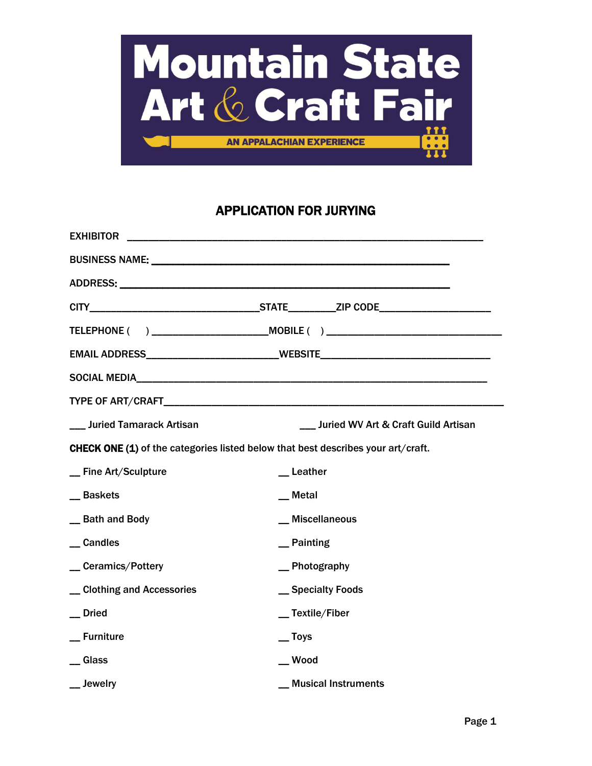# Mountain State Art & Craft Fair

AN APPALACHIAN EXPERIENCE

## APPLICATION FOR JURYING

EXHIBITOR ___________________________________________________________

BUSINESS NAME: __________________________________________________

ADDRESS: _________________________________________________________

CITY_____________________________STATE________ZIP CODE__________________

TELEPHONE (    ) ____________________MOBILE (    ) ______________________________

EMAIL ADDRESS______________________WEBSITE______________________________

SOCIAL MEDIA_____________________________________________________________

TYPE OF ART/CRAFT____________________________________________________________

___ Juried Tamarack Artisan

___ Juried WV Art & Craft Guild Artisan

**CHECK ONE (1)** of the categories listed below that best describes your art/craft.

__ Fine Art/Sculpture

__ Baskets

__ Bath and Body

__ Candles

__ Ceramics/Pottery

__ Clothing and Accessories

__ Dried

__ Furniture

__ Glass

__ Jewelry

__ Leather

__ Metal

__ Miscellaneous

__ Painting

__ Photography

__ Specialty Foods

__ Textile/Fiber

__ Toys

__ Wood

__ Musical Instruments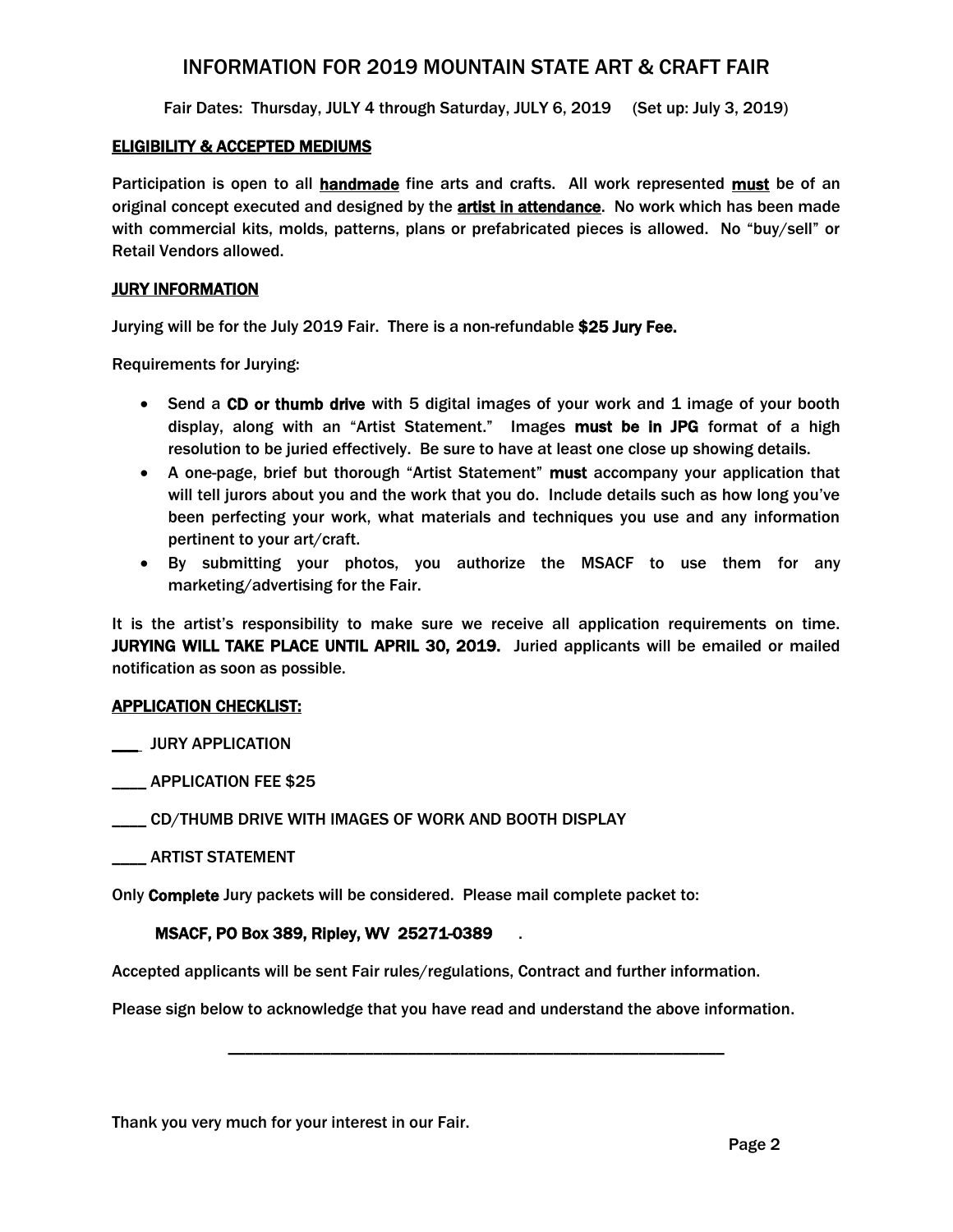# INFORMATION FOR 2019 MOUNTAIN STATE ART & CRAFT FAIR

Fair Dates: Thursday, JULY 4 through Saturday, JULY 6, 2019 (Set up: July 3, 2019)

## ELIGIBILITY & ACCEPTED MEDIUMS

Participation is open to all **handmade** fine arts and crafts. All work represented **must** be of an original concept executed and designed by the **artist in attendance**. No work which has been made with commercial kits, molds, patterns, plans or prefabricated pieces is allowed. No "buy/sell" or Retail Vendors allowed.

## JURY INFORMATION

Jurying will be for the July 2019 Fair. There is a non-refundable **$25 Jury Fee.**

Requirements for Jurying:

- Send a **CD or thumb drive** with 5 digital images of your work and 1 image of your booth display, along with an "Artist Statement." Images **must be in JPG** format of a high resolution to be juried effectively. Be sure to have at least one close up showing details.
- A one-page, brief but thorough "Artist Statement" **must** accompany your application that will tell jurors about you and the work that you do. Include details such as how long you've been perfecting your work, what materials and techniques you use and any information pertinent to your art/craft.
- By submitting your photos, you authorize the MSACF to use them for any marketing/advertising for the Fair.

It is the artist's responsibility to make sure we receive all application requirements on time. **JURYING WILL TAKE PLACE UNTIL APRIL 30, 2019.** Juried applicants will be emailed or mailed notification as soon as possible.

## APPLICATION CHECKLIST:

___ JURY APPLICATION

____ APPLICATION FEE $25

____ CD/THUMB DRIVE WITH IMAGES OF WORK AND BOOTH DISPLAY

____ ARTIST STATEMENT

Only **Complete** Jury packets will be considered. Please mail complete packet to:

**MSACF, PO Box 389, Ripley, WV 25271-0389** .

Accepted applicants will be sent Fair rules/regulations, Contract and further information.

Please sign below to acknowledge that you have read and understand the above information.

______________________________________________________________

Thank you very much for your interest in our Fair.